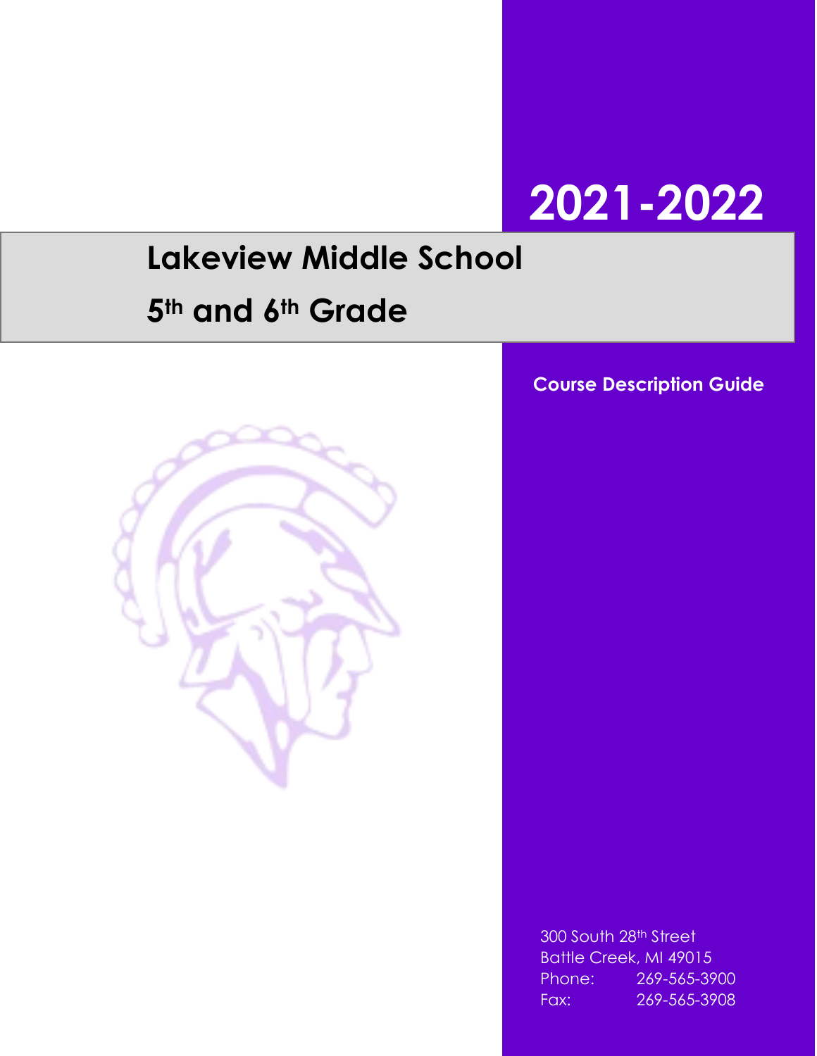# 2021-2022

# Lakeview Middle School

## 5th and 6th Grade

**Course Description Guide**

300 South 28th Street
Battle Creek, MI 49015
Phone: 269-565-3900
Fax: 269-565-3908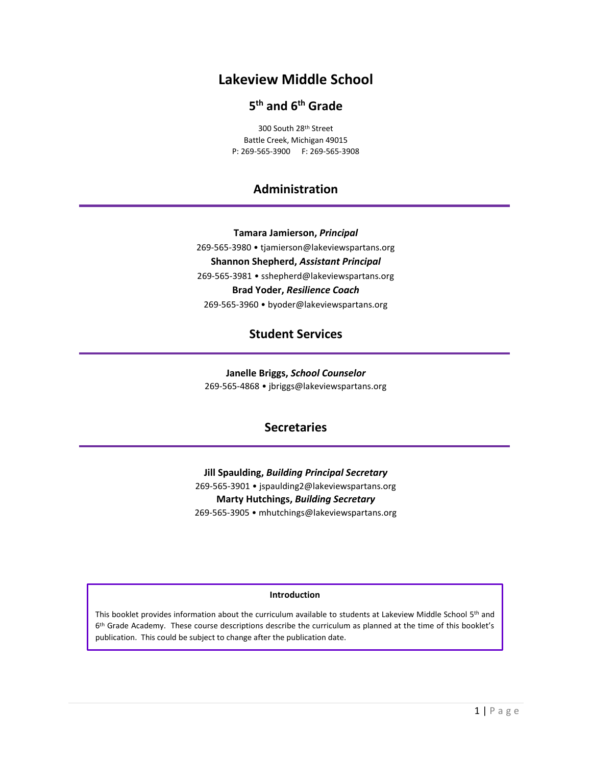# Lakeview Middle School

## 5th and 6th Grade

300 South 28th Street
Battle Creek, Michigan 49015
P: 269-565-3900     F: 269-565-3908

## Administration

**Tamara Jamierson, *Principal***
269-565-3980 • tjamierson@lakeviewspartans.org

**Shannon Shepherd, *Assistant Principal***
269-565-3981 • sshepherd@lakeviewspartans.org

**Brad Yoder, *Resilience Coach***
269-565-3960 • byoder@lakeviewspartans.org

## Student Services

**Janelle Briggs, *School Counselor***
269-565-4868 • jbriggs@lakeviewspartans.org

## Secretaries

**Jill Spaulding, *Building Principal Secretary***
269-565-3901 • jspaulding2@lakeviewspartans.org

**Marty Hutchings, *Building Secretary***
269-565-3905 • mhutchings@lakeviewspartans.org

**Introduction**

This booklet provides information about the curriculum available to students at Lakeview Middle School 5th and 6th Grade Academy. These course descriptions describe the curriculum as planned at the time of this booklet's publication. This could be subject to change after the publication date.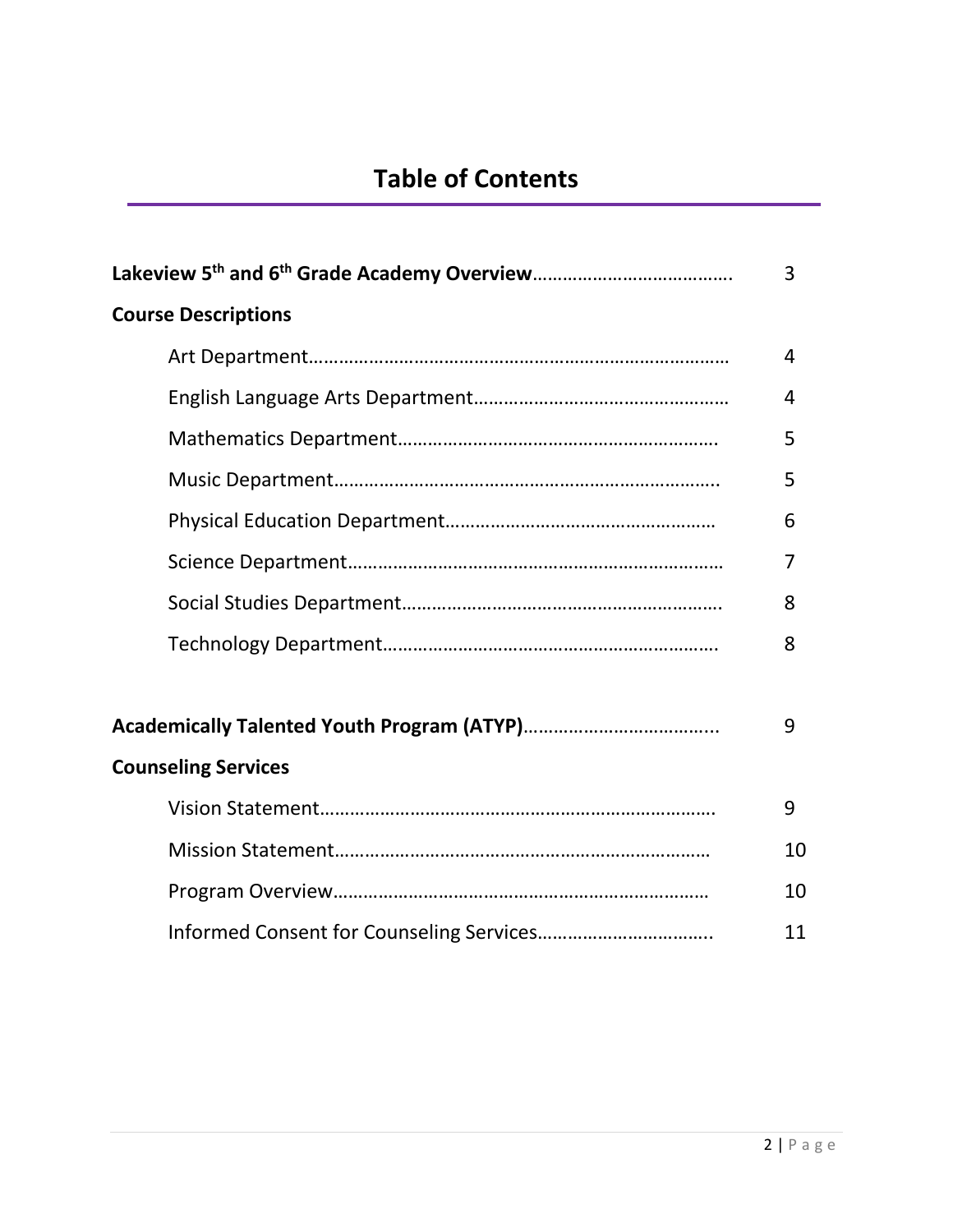# Table of Contents

| | |
|---|---|
| **Lakeview 5th and 6th Grade Academy Overview** | 3 |
| **Course Descriptions** | |
| Art Department | 4 |
| English Language Arts Department | 4 |
| Mathematics Department | 5 |
| Music Department | 5 |
| Physical Education Department | 6 |
| Science Department | 7 |
| Social Studies Department | 8 |
| Technology Department | 8 |
| **Academically Talented Youth Program (ATYP)** | 9 |
| **Counseling Services** | |
| Vision Statement | 9 |
| Mission Statement | 10 |
| Program Overview | 10 |
| Informed Consent for Counseling Services | 11 |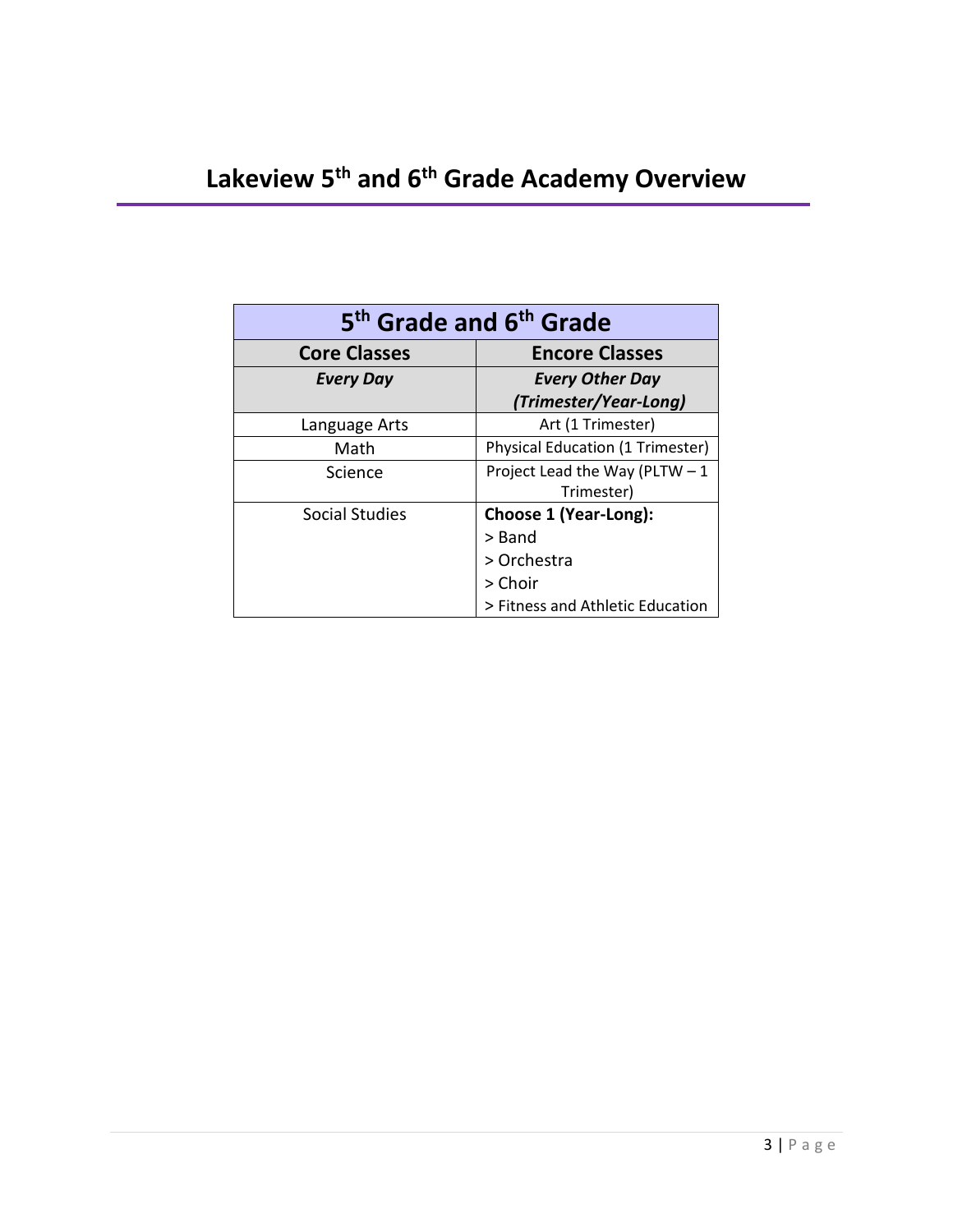# Lakeview 5th and 6th Grade Academy Overview

| 5th Grade and 6th Grade | |
|---|---|
| **Core Classes** | **Encore Classes** |
| ***Every Day*** | ***Every Other Day (Trimester/Year-Long)*** |
| Language Arts | Art (1 Trimester) |
| Math | Physical Education (1 Trimester) |
| Science | Project Lead the Way (PLTW – 1 Trimester) |
| Social Studies | **Choose 1 (Year-Long):**<br>> Band<br>> Orchestra<br>> Choir<br>> Fitness and Athletic Education |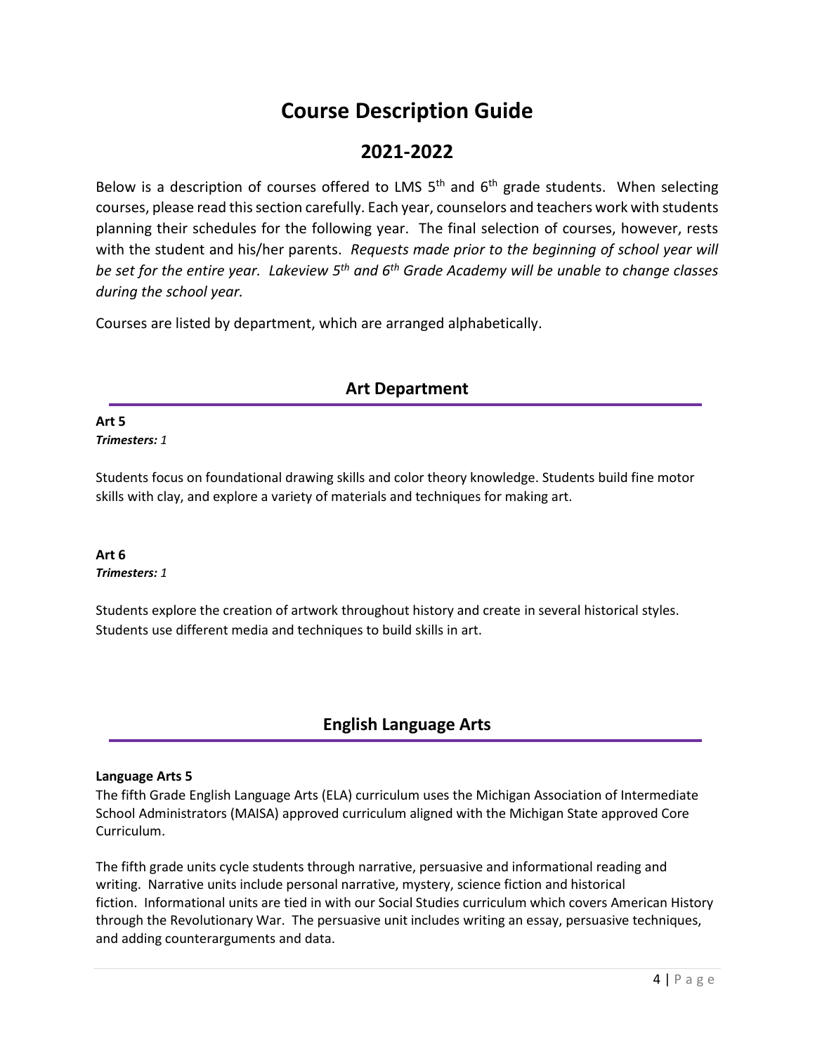# Course Description Guide

## 2021-2022

Below is a description of courses offered to LMS 5th and 6th grade students. When selecting courses, please read this section carefully. Each year, counselors and teachers work with students planning their schedules for the following year. The final selection of courses, however, rests with the student and his/her parents. *Requests made prior to the beginning of school year will be set for the entire year. Lakeview 5th and 6th Grade Academy will be unable to change classes during the school year.*

Courses are listed by department, which are arranged alphabetically.

## Art Department

**Art 5**
***Trimesters:*** *1*

Students focus on foundational drawing skills and color theory knowledge. Students build fine motor skills with clay, and explore a variety of materials and techniques for making art.

**Art 6**
***Trimesters:*** *1*

Students explore the creation of artwork throughout history and create in several historical styles. Students use different media and techniques to build skills in art.

## English Language Arts

**Language Arts 5**

The fifth Grade English Language Arts (ELA) curriculum uses the Michigan Association of Intermediate School Administrators (MAISA) approved curriculum aligned with the Michigan State approved Core Curriculum.

The fifth grade units cycle students through narrative, persuasive and informational reading and writing. Narrative units include personal narrative, mystery, science fiction and historical fiction. Informational units are tied in with our Social Studies curriculum which covers American History through the Revolutionary War. The persuasive unit includes writing an essay, persuasive techniques, and adding counterarguments and data.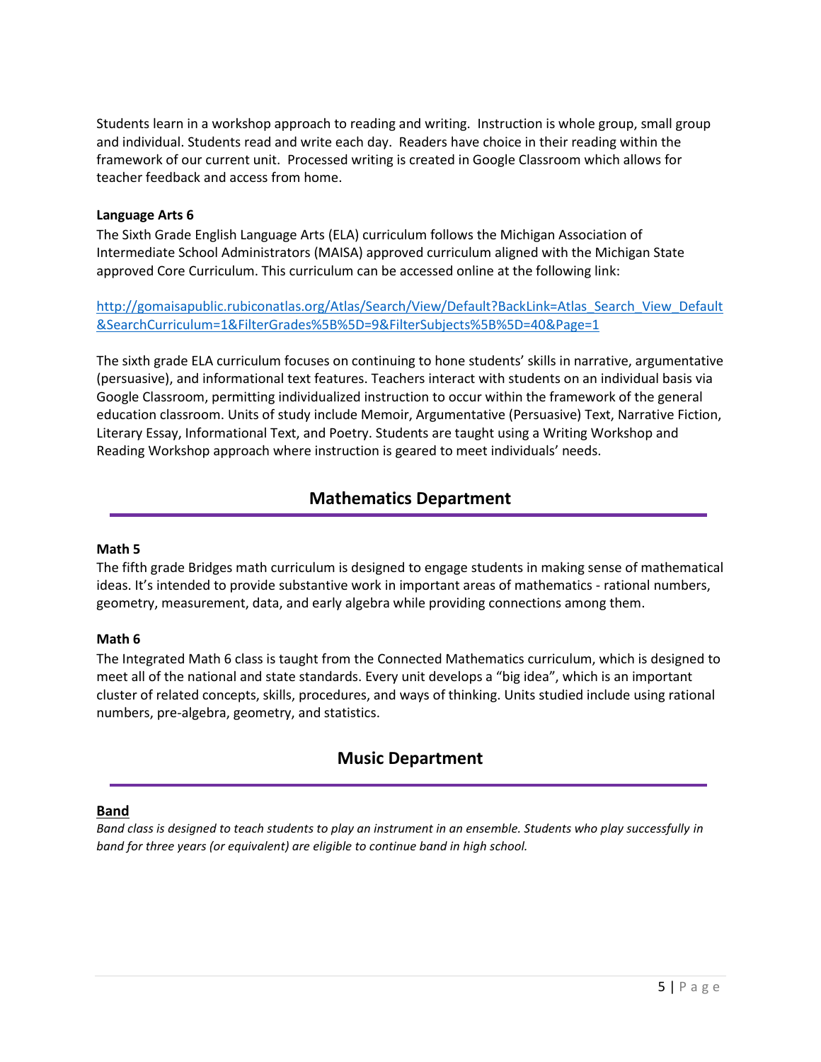Students learn in a workshop approach to reading and writing. Instruction is whole group, small group and individual. Students read and write each day. Readers have choice in their reading within the framework of our current unit. Processed writing is created in Google Classroom which allows for teacher feedback and access from home.

**Language Arts 6**

The Sixth Grade English Language Arts (ELA) curriculum follows the Michigan Association of Intermediate School Administrators (MAISA) approved curriculum aligned with the Michigan State approved Core Curriculum. This curriculum can be accessed online at the following link:

[http://gomaisapublic.rubiconatlas.org/Atlas/Search/View/Default?BackLink=Atlas_Search_View_Default&SearchCurriculum=1&FilterGrades%5B%5D=9&FilterSubjects%5B%5D=40&Page=1](http://gomaisapublic.rubiconatlas.org/Atlas/Search/View/Default?BackLink=Atlas_Search_View_Default&SearchCurriculum=1&FilterGrades%5B%5D=9&FilterSubjects%5B%5D=40&Page=1)

The sixth grade ELA curriculum focuses on continuing to hone students' skills in narrative, argumentative (persuasive), and informational text features. Teachers interact with students on an individual basis via Google Classroom, permitting individualized instruction to occur within the framework of the general education classroom. Units of study include Memoir, Argumentative (Persuasive) Text, Narrative Fiction, Literary Essay, Informational Text, and Poetry. Students are taught using a Writing Workshop and Reading Workshop approach where instruction is geared to meet individuals' needs.

## Mathematics Department

**Math 5**

The fifth grade Bridges math curriculum is designed to engage students in making sense of mathematical ideas. It's intended to provide substantive work in important areas of mathematics - rational numbers, geometry, measurement, data, and early algebra while providing connections among them.

**Math 6**

The Integrated Math 6 class is taught from the Connected Mathematics curriculum, which is designed to meet all of the national and state standards. Every unit develops a "big idea", which is an important cluster of related concepts, skills, procedures, and ways of thinking. Units studied include using rational numbers, pre-algebra, geometry, and statistics.

## Music Department

**Band**

*Band class is designed to teach students to play an instrument in an ensemble. Students who play successfully in band for three years (or equivalent) are eligible to continue band in high school.*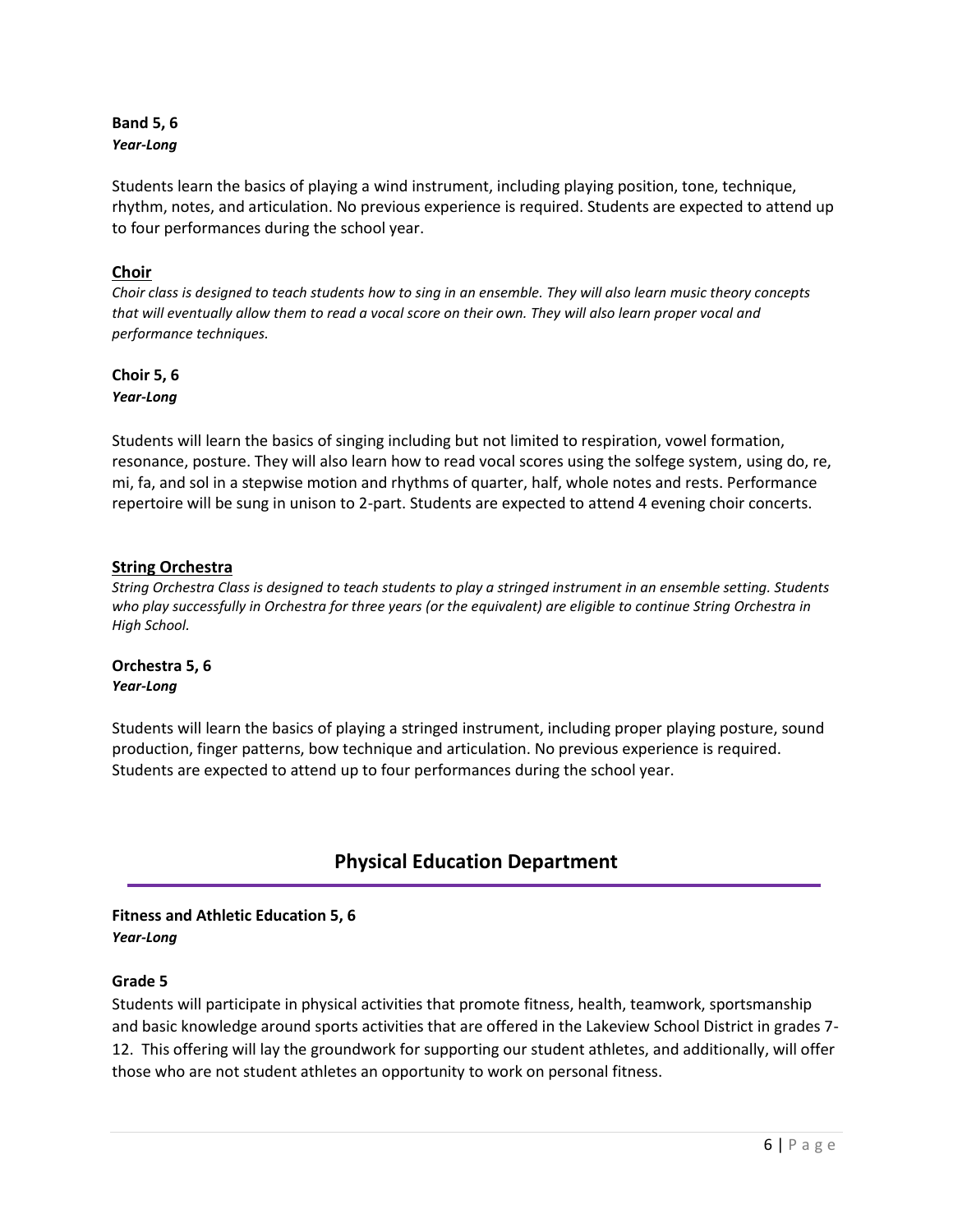**Band 5, 6**
***Year-Long***

Students learn the basics of playing a wind instrument, including playing position, tone, technique, rhythm, notes, and articulation. No previous experience is required. Students are expected to attend up to four performances during the school year.

### Choir

*Choir class is designed to teach students how to sing in an ensemble. They will also learn music theory concepts that will eventually allow them to read a vocal score on their own. They will also learn proper vocal and performance techniques.*

**Choir 5, 6**
***Year-Long***

Students will learn the basics of singing including but not limited to respiration, vowel formation, resonance, posture. They will also learn how to read vocal scores using the solfege system, using do, re, mi, fa, and sol in a stepwise motion and rhythms of quarter, half, whole notes and rests. Performance repertoire will be sung in unison to 2-part. Students are expected to attend 4 evening choir concerts.

### String Orchestra

*String Orchestra Class is designed to teach students to play a stringed instrument in an ensemble setting. Students who play successfully in Orchestra for three years (or the equivalent) are eligible to continue String Orchestra in High School.*

**Orchestra 5, 6**
***Year-Long***

Students will learn the basics of playing a stringed instrument, including proper playing posture, sound production, finger patterns, bow technique and articulation. No previous experience is required. Students are expected to attend up to four performances during the school year.

## Physical Education Department

**Fitness and Athletic Education 5, 6**
***Year-Long***

**Grade 5**

Students will participate in physical activities that promote fitness, health, teamwork, sportsmanship and basic knowledge around sports activities that are offered in the Lakeview School District in grades 7-12. This offering will lay the groundwork for supporting our student athletes, and additionally, will offer those who are not student athletes an opportunity to work on personal fitness.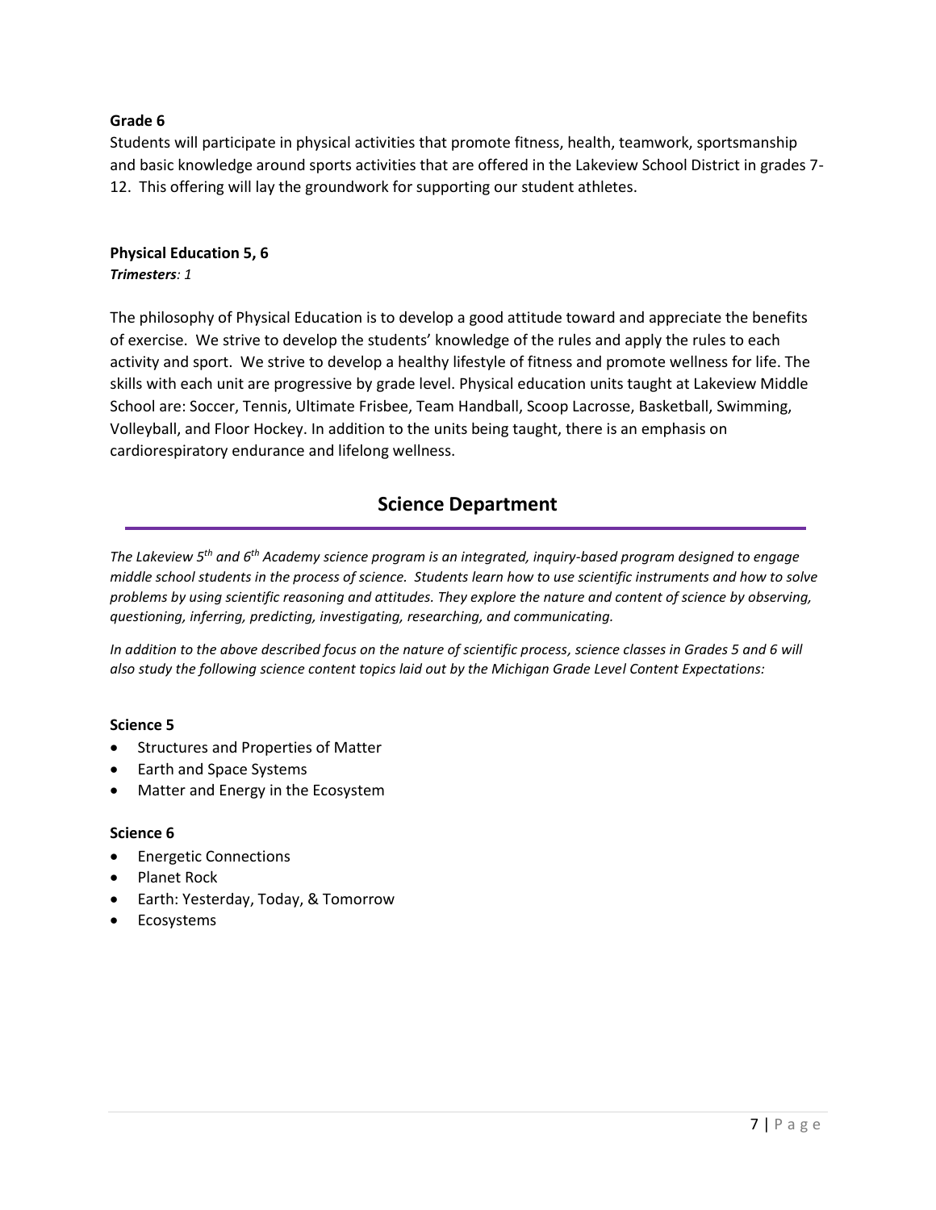**Grade 6**

Students will participate in physical activities that promote fitness, health, teamwork, sportsmanship and basic knowledge around sports activities that are offered in the Lakeview School District in grades 7-12. This offering will lay the groundwork for supporting our student athletes.

**Physical Education 5, 6**

***Trimesters**: 1*

The philosophy of Physical Education is to develop a good attitude toward and appreciate the benefits of exercise. We strive to develop the students' knowledge of the rules and apply the rules to each activity and sport. We strive to develop a healthy lifestyle of fitness and promote wellness for life. The skills with each unit are progressive by grade level. Physical education units taught at Lakeview Middle School are: Soccer, Tennis, Ultimate Frisbee, Team Handball, Scoop Lacrosse, Basketball, Swimming, Volleyball, and Floor Hockey. In addition to the units being taught, there is an emphasis on cardiorespiratory endurance and lifelong wellness.

## Science Department

*The Lakeview 5th and 6th Academy science program is an integrated, inquiry-based program designed to engage middle school students in the process of science. Students learn how to use scientific instruments and how to solve problems by using scientific reasoning and attitudes. They explore the nature and content of science by observing, questioning, inferring, predicting, investigating, researching, and communicating.*

*In addition to the above described focus on the nature of scientific process, science classes in Grades 5 and 6 will also study the following science content topics laid out by the Michigan Grade Level Content Expectations:*

**Science 5**

- Structures and Properties of Matter
- Earth and Space Systems
- Matter and Energy in the Ecosystem

**Science 6**

- Energetic Connections
- Planet Rock
- Earth: Yesterday, Today, & Tomorrow
- Ecosystems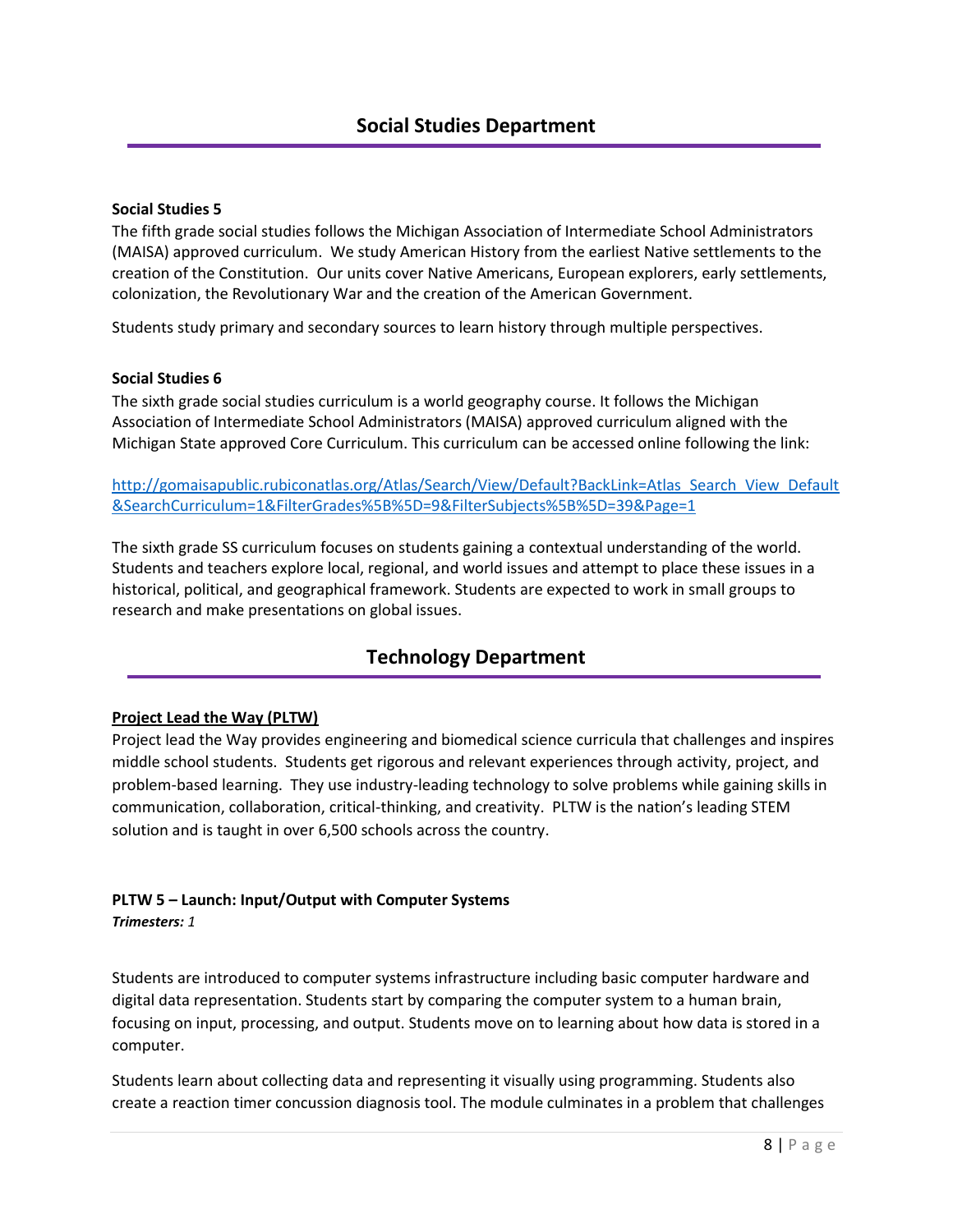## Social Studies Department

**Social Studies 5**

The fifth grade social studies follows the Michigan Association of Intermediate School Administrators (MAISA) approved curriculum. We study American History from the earliest Native settlements to the creation of the Constitution. Our units cover Native Americans, European explorers, early settlements, colonization, the Revolutionary War and the creation of the American Government.

Students study primary and secondary sources to learn history through multiple perspectives.

**Social Studies 6**

The sixth grade social studies curriculum is a world geography course. It follows the Michigan Association of Intermediate School Administrators (MAISA) approved curriculum aligned with the Michigan State approved Core Curriculum. This curriculum can be accessed online following the link:

http://gomaisapublic.rubiconatlas.org/Atlas/Search/View/Default?BackLink=Atlas_Search_View_Default&SearchCurriculum=1&FilterGrades%5B%5D=9&FilterSubjects%5B%5D=39&Page=1

The sixth grade SS curriculum focuses on students gaining a contextual understanding of the world. Students and teachers explore local, regional, and world issues and attempt to place these issues in a historical, political, and geographical framework. Students are expected to work in small groups to research and make presentations on global issues.

## Technology Department

**Project Lead the Way (PLTW)**

Project lead the Way provides engineering and biomedical science curricula that challenges and inspires middle school students. Students get rigorous and relevant experiences through activity, project, and problem-based learning. They use industry-leading technology to solve problems while gaining skills in communication, collaboration, critical-thinking, and creativity. PLTW is the nation's leading STEM solution and is taught in over 6,500 schools across the country.

**PLTW 5 – Launch: Input/Output with Computer Systems**

***Trimesters:*** *1*

Students are introduced to computer systems infrastructure including basic computer hardware and digital data representation. Students start by comparing the computer system to a human brain, focusing on input, processing, and output. Students move on to learning about how data is stored in a computer.

Students learn about collecting data and representing it visually using programming. Students also create a reaction timer concussion diagnosis tool. The module culminates in a problem that challenges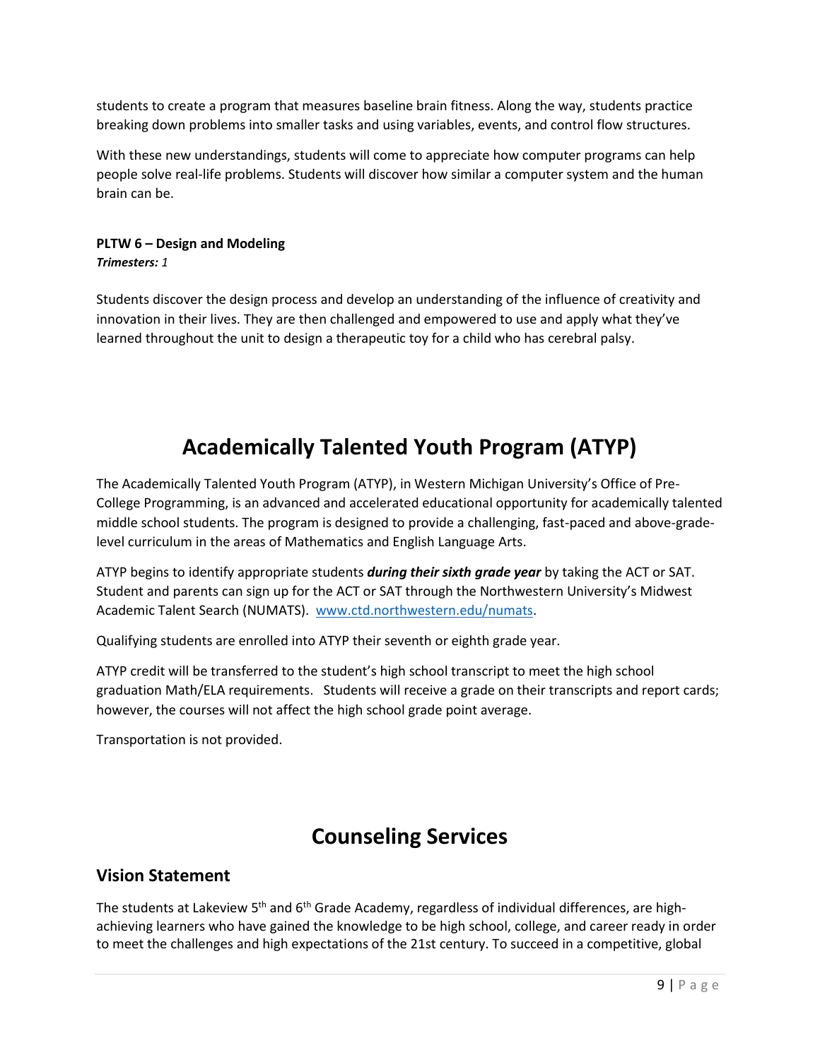students to create a program that measures baseline brain fitness. Along the way, students practice breaking down problems into smaller tasks and using variables, events, and control flow structures.

With these new understandings, students will come to appreciate how computer programs can help people solve real-life problems. Students will discover how similar a computer system and the human brain can be.

**PLTW 6 – Design and Modeling**
***Trimesters:*** *1*

Students discover the design process and develop an understanding of the influence of creativity and innovation in their lives. They are then challenged and empowered to use and apply what they've learned throughout the unit to design a therapeutic toy for a child who has cerebral palsy.

# Academically Talented Youth Program (ATYP)

The Academically Talented Youth Program (ATYP), in Western Michigan University's Office of Pre-College Programming, is an advanced and accelerated educational opportunity for academically talented middle school students. The program is designed to provide a challenging, fast-paced and above-grade-level curriculum in the areas of Mathematics and English Language Arts.

ATYP begins to identify appropriate students ***during their sixth grade year*** by taking the ACT or SAT. Student and parents can sign up for the ACT or SAT through the Northwestern University's Midwest Academic Talent Search (NUMATS). [www.ctd.northwestern.edu/numats](www.ctd.northwestern.edu/numats).

Qualifying students are enrolled into ATYP their seventh or eighth grade year.

ATYP credit will be transferred to the student's high school transcript to meet the high school graduation Math/ELA requirements. Students will receive a grade on their transcripts and report cards; however, the courses will not affect the high school grade point average.

Transportation is not provided.

# Counseling Services

## Vision Statement

The students at Lakeview 5th and 6th Grade Academy, regardless of individual differences, are high-achieving learners who have gained the knowledge to be high school, college, and career ready in order to meet the challenges and high expectations of the 21st century. To succeed in a competitive, global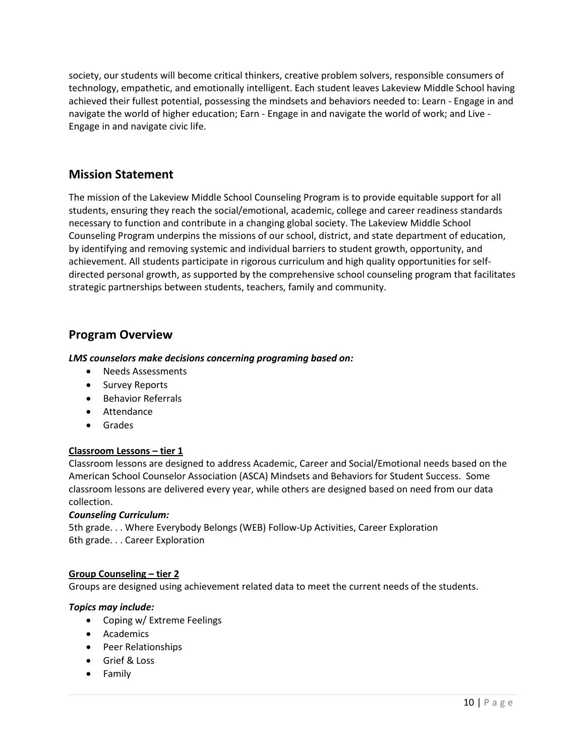society, our students will become critical thinkers, creative problem solvers, responsible consumers of technology, empathetic, and emotionally intelligent. Each student leaves Lakeview Middle School having achieved their fullest potential, possessing the mindsets and behaviors needed to: Learn - Engage in and navigate the world of higher education; Earn - Engage in and navigate the world of work; and Live - Engage in and navigate civic life.

## Mission Statement

The mission of the Lakeview Middle School Counseling Program is to provide equitable support for all students, ensuring they reach the social/emotional, academic, college and career readiness standards necessary to function and contribute in a changing global society. The Lakeview Middle School Counseling Program underpins the missions of our school, district, and state department of education, by identifying and removing systemic and individual barriers to student growth, opportunity, and achievement. All students participate in rigorous curriculum and high quality opportunities for self-directed personal growth, as supported by the comprehensive school counseling program that facilitates strategic partnerships between students, teachers, family and community.

## Program Overview

***LMS counselors make decisions concerning programing based on:***

- Needs Assessments
- Survey Reports
- Behavior Referrals
- Attendance
- Grades

**Classroom Lessons – tier 1**

Classroom lessons are designed to address Academic, Career and Social/Emotional needs based on the American School Counselor Association (ASCA) Mindsets and Behaviors for Student Success. Some classroom lessons are delivered every year, while others are designed based on need from our data collection.

***Counseling Curriculum:***

5th grade. . . Where Everybody Belongs (WEB) Follow-Up Activities, Career Exploration
6th grade. . . Career Exploration

**Group Counseling – tier 2**

Groups are designed using achievement related data to meet the current needs of the students.

***Topics may include:***

- Coping w/ Extreme Feelings
- Academics
- Peer Relationships
- Grief & Loss
- Family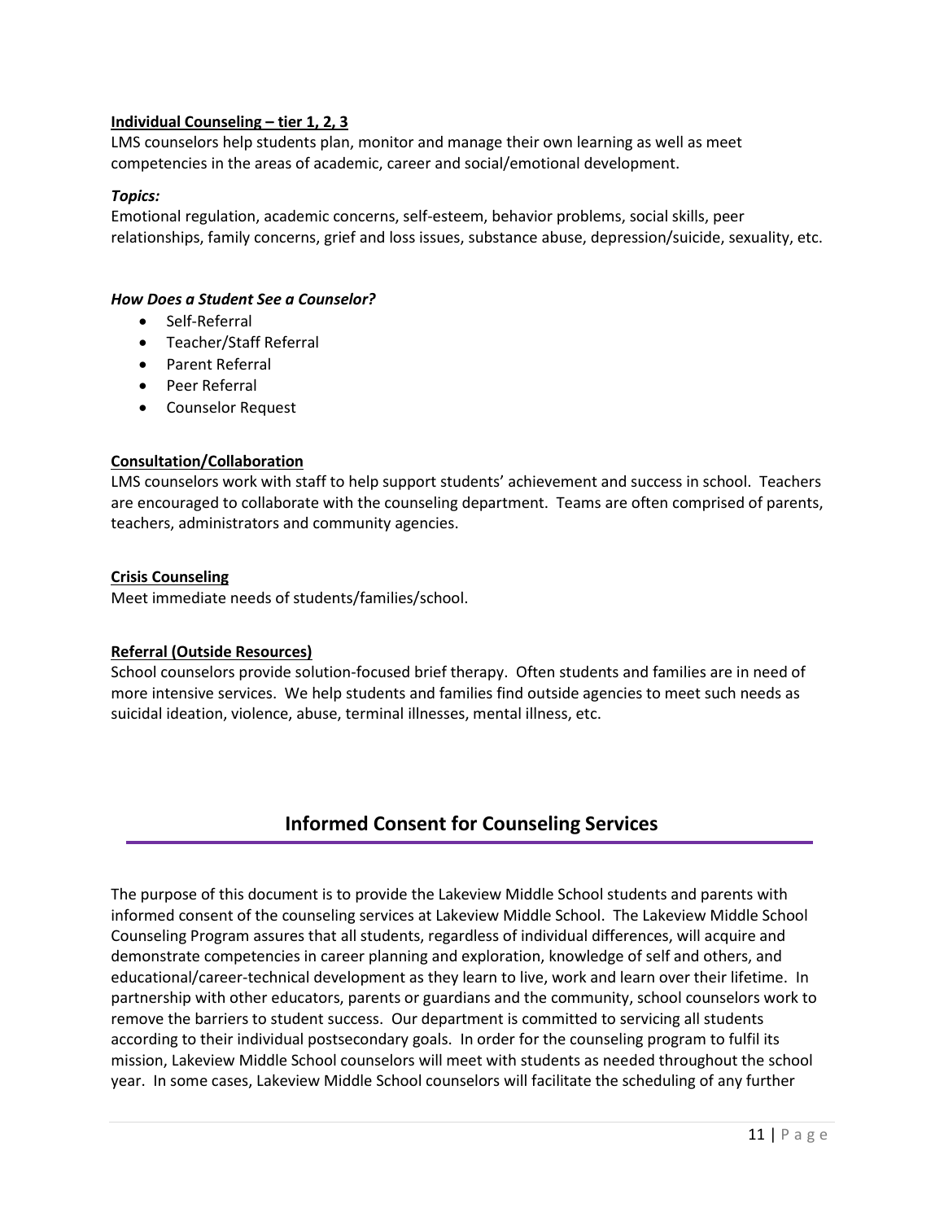**Individual Counseling – tier 1, 2, 3**

LMS counselors help students plan, monitor and manage their own learning as well as meet competencies in the areas of academic, career and social/emotional development.

***Topics:***

Emotional regulation, academic concerns, self-esteem, behavior problems, social skills, peer relationships, family concerns, grief and loss issues, substance abuse, depression/suicide, sexuality, etc.

***How Does a Student See a Counselor?***

- Self-Referral
- Teacher/Staff Referral
- Parent Referral
- Peer Referral
- Counselor Request

**Consultation/Collaboration**

LMS counselors work with staff to help support students' achievement and success in school. Teachers are encouraged to collaborate with the counseling department. Teams are often comprised of parents, teachers, administrators and community agencies.

**Crisis Counseling**

Meet immediate needs of students/families/school.

**Referral (Outside Resources)**

School counselors provide solution-focused brief therapy. Often students and families are in need of more intensive services. We help students and families find outside agencies to meet such needs as suicidal ideation, violence, abuse, terminal illnesses, mental illness, etc.

## Informed Consent for Counseling Services

The purpose of this document is to provide the Lakeview Middle School students and parents with informed consent of the counseling services at Lakeview Middle School. The Lakeview Middle School Counseling Program assures that all students, regardless of individual differences, will acquire and demonstrate competencies in career planning and exploration, knowledge of self and others, and educational/career-technical development as they learn to live, work and learn over their lifetime. In partnership with other educators, parents or guardians and the community, school counselors work to remove the barriers to student success. Our department is committed to servicing all students according to their individual postsecondary goals. In order for the counseling program to fulfil its mission, Lakeview Middle School counselors will meet with students as needed throughout the school year. In some cases, Lakeview Middle School counselors will facilitate the scheduling of any further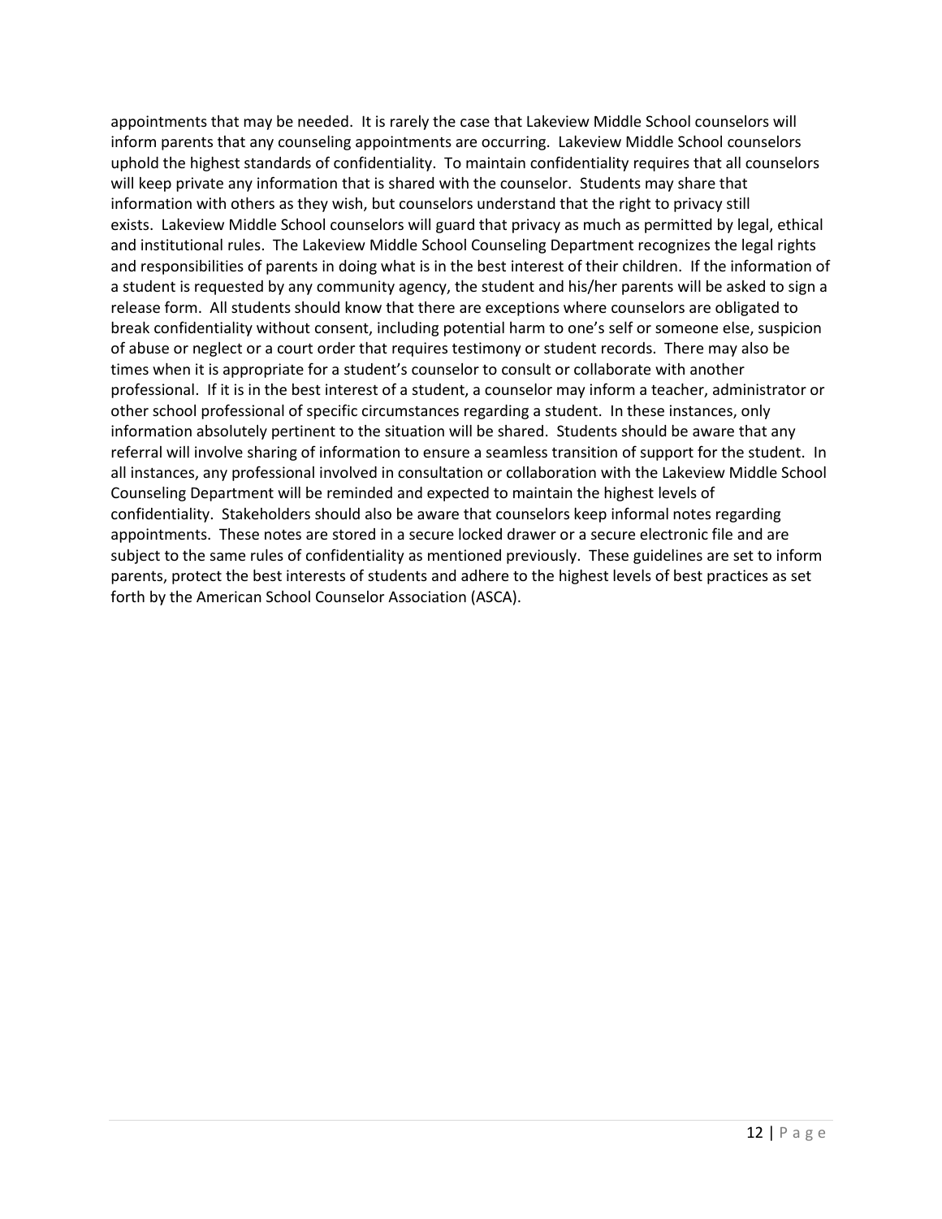appointments that may be needed. It is rarely the case that Lakeview Middle School counselors will inform parents that any counseling appointments are occurring. Lakeview Middle School counselors uphold the highest standards of confidentiality. To maintain confidentiality requires that all counselors will keep private any information that is shared with the counselor. Students may share that information with others as they wish, but counselors understand that the right to privacy still exists. Lakeview Middle School counselors will guard that privacy as much as permitted by legal, ethical and institutional rules. The Lakeview Middle School Counseling Department recognizes the legal rights and responsibilities of parents in doing what is in the best interest of their children. If the information of a student is requested by any community agency, the student and his/her parents will be asked to sign a release form. All students should know that there are exceptions where counselors are obligated to break confidentiality without consent, including potential harm to one's self or someone else, suspicion of abuse or neglect or a court order that requires testimony or student records. There may also be times when it is appropriate for a student's counselor to consult or collaborate with another professional. If it is in the best interest of a student, a counselor may inform a teacher, administrator or other school professional of specific circumstances regarding a student. In these instances, only information absolutely pertinent to the situation will be shared. Students should be aware that any referral will involve sharing of information to ensure a seamless transition of support for the student. In all instances, any professional involved in consultation or collaboration with the Lakeview Middle School Counseling Department will be reminded and expected to maintain the highest levels of confidentiality. Stakeholders should also be aware that counselors keep informal notes regarding appointments. These notes are stored in a secure locked drawer or a secure electronic file and are subject to the same rules of confidentiality as mentioned previously. These guidelines are set to inform parents, protect the best interests of students and adhere to the highest levels of best practices as set forth by the American School Counselor Association (ASCA).